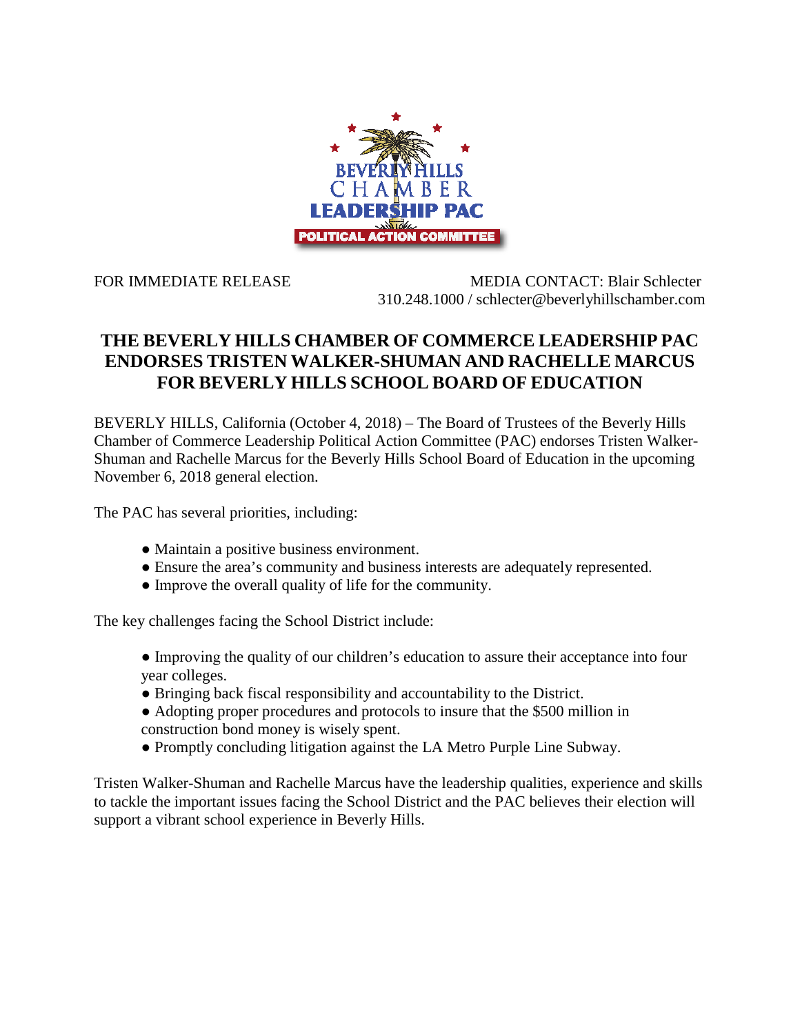FOR IMMEDIATE RELEASE

MEDIA CONTACT: Blair Schlecter
310.248.1000 / schlecter@beverlyhillschamber.com

# THE BEVERLY HILLS CHAMBER OF COMMERCE LEADERSHIP PAC ENDORSES TRISTEN WALKER-SHUMAN AND RACHELLE MARCUS FOR BEVERLY HILLS SCHOOL BOARD OF EDUCATION

BEVERLY HILLS, California (October 4, 2018) – The Board of Trustees of the Beverly Hills Chamber of Commerce Leadership Political Action Committee (PAC) endorses Tristen Walker-Shuman and Rachelle Marcus for the Beverly Hills School Board of Education in the upcoming November 6, 2018 general election.

The PAC has several priorities, including:

- Maintain a positive business environment.
- Ensure the area's community and business interests are adequately represented.
- Improve the overall quality of life for the community.

The key challenges facing the School District include:

- Improving the quality of our children's education to assure their acceptance into four year colleges.
- Bringing back fiscal responsibility and accountability to the District.
- Adopting proper procedures and protocols to insure that the $500 million in construction bond money is wisely spent.
- Promptly concluding litigation against the LA Metro Purple Line Subway.

Tristen Walker-Shuman and Rachelle Marcus have the leadership qualities, experience and skills to tackle the important issues facing the School District and the PAC believes their election will support a vibrant school experience in Beverly Hills.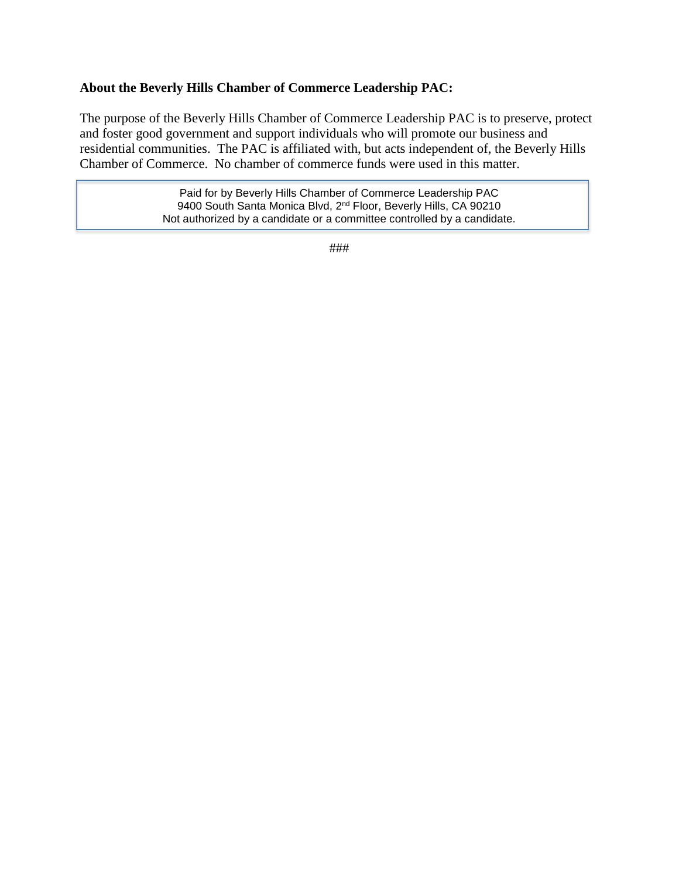**About the Beverly Hills Chamber of Commerce Leadership PAC:**

The purpose of the Beverly Hills Chamber of Commerce Leadership PAC is to preserve, protect and foster good government and support individuals who will promote our business and residential communities. The PAC is affiliated with, but acts independent of, the Beverly Hills Chamber of Commerce. No chamber of commerce funds were used in this matter.

Paid for by Beverly Hills Chamber of Commerce Leadership PAC
9400 South Santa Monica Blvd, 2nd Floor, Beverly Hills, CA 90210
Not authorized by a candidate or a committee controlled by a candidate.

###